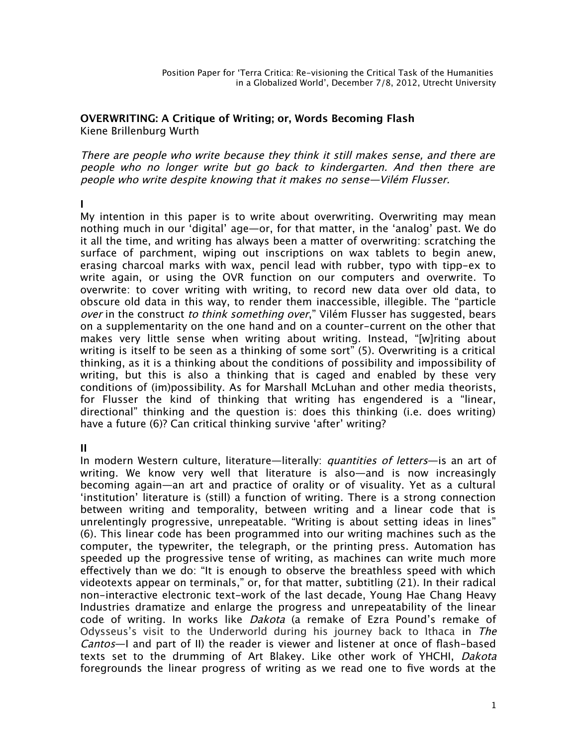Position Paper for 'Terra Critica: Re-visioning the Critical Task of the Humanities in a Globalized World', December 7/8, 2012, Utrecht University

# OVERWRITING: A Critique of Writing; or, Words Becoming Flash

Kiene Brillenburg Wurth

*There are people who write because they think it still makes sense, and there are people who no longer write but go back to kindergarten. And then there are people who write despite knowing that it makes no sense—Vilém Flusser.*

## I

My intention in this paper is to write about overwriting. Overwriting may mean nothing much in our 'digital' age—or, for that matter, in the 'analog' past. We do it all the time, and writing has always been a matter of overwriting: scratching the surface of parchment, wiping out inscriptions on wax tablets to begin anew, erasing charcoal marks with wax, pencil lead with rubber, typo with tipp-ex to write again, or using the OVR function on our computers and overwrite. To overwrite: to cover writing with writing, to record new data over old data, to obscure old data in this way, to render them inaccessible, illegible. The "particle *over* in the construct *to think something over*," Vilém Flusser has suggested, bears on a supplementarity on the one hand and on a counter-current on the other that makes very little sense when writing about writing. Instead, "[w]riting about writing is itself to be seen as a thinking of some sort" (5). Overwriting is a critical thinking, as it is a thinking about the conditions of possibility and impossibility of writing, but this is also a thinking that is caged and enabled by these very conditions of (im)possibility. As for Marshall McLuhan and other media theorists, for Flusser the kind of thinking that writing has engendered is a "linear, directional" thinking and the question is: does this thinking (i.e. does writing) have a future (6)? Can critical thinking survive 'after' writing?

## II

In modern Western culture, literature—literally: *quantities of letters*—is an art of writing. We know very well that literature is also—and is now increasingly becoming again—an art and practice of orality or of visuality. Yet as a cultural 'institution' literature is (still) a function of writing. There is a strong connection between writing and temporality, between writing and a linear code that is unrelentingly progressive, unrepeatable. "Writing is about setting ideas in lines" (6). This linear code has been programmed into our writing machines such as the computer, the typewriter, the telegraph, or the printing press. Automation has speeded up the progressive tense of writing, as machines can write much more effectively than we do: "It is enough to observe the breathless speed with which videotexts appear on terminals," or, for that matter, subtitling (21). In their radical non-interactive electronic text-work of the last decade, Young Hae Chang Heavy Industries dramatize and enlarge the progress and unrepeatability of the linear code of writing. In works like *Dakota* (a remake of Ezra Pound's remake of Odysseus's visit to the Underworld during his journey back to Ithaca in *The Cantos*—I and part of II) the reader is viewer and listener at once of flash-based texts set to the drumming of Art Blakey. Like other work of YHCHI, *Dakota* foregrounds the linear progress of writing as we read one to five words at the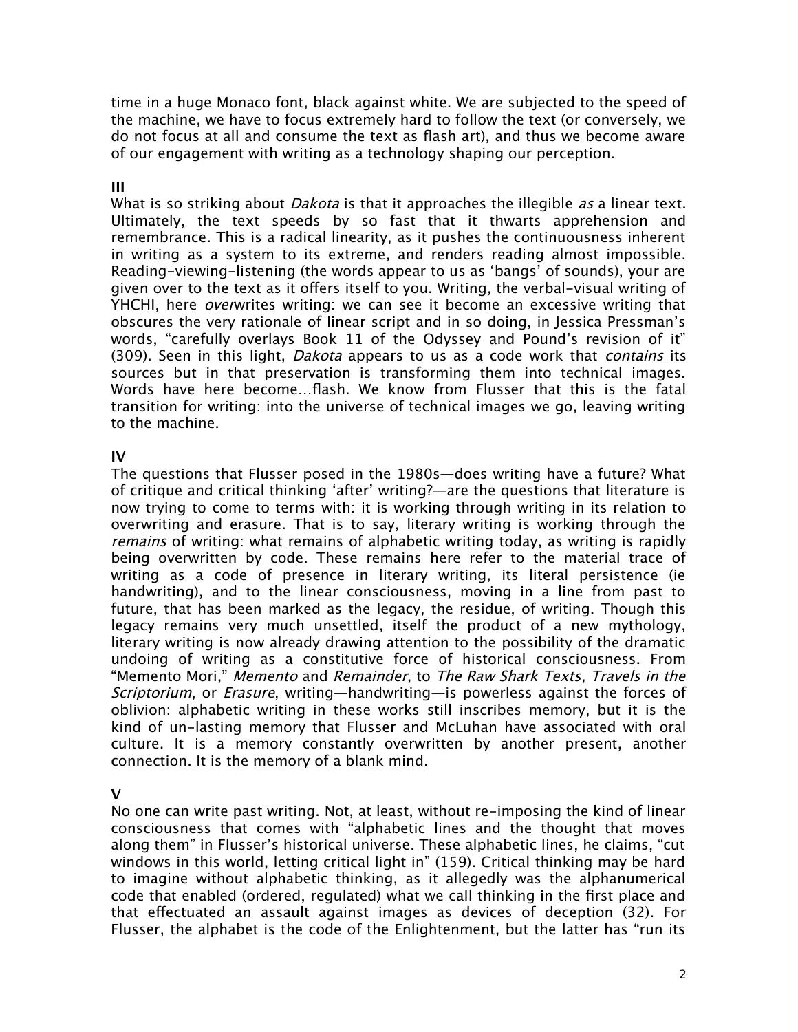time in a huge Monaco font, black against white. We are subjected to the speed of the machine, we have to focus extremely hard to follow the text (or conversely, we do not focus at all and consume the text as flash art), and thus we become aware of our engagement with writing as a technology shaping our perception.

**III**

What is so striking about *Dakota* is that it approaches the illegible *as* a linear text. Ultimately, the text speeds by so fast that it thwarts apprehension and remembrance. This is a radical linearity, as it pushes the continuousness inherent in writing as a system to its extreme, and renders reading almost impossible. Reading-viewing-listening (the words appear to us as 'bangs' of sounds), your are given over to the text as it offers itself to you. Writing, the verbal-visual writing of YHCHI, here *over*writes writing: we can see it become an excessive writing that obscures the very rationale of linear script and in so doing, in Jessica Pressman's words, "carefully overlays Book 11 of the Odyssey and Pound's revision of it" (309). Seen in this light, *Dakota* appears to us as a code work that *contains* its sources but in that preservation is transforming them into technical images. Words have here become…flash. We know from Flusser that this is the fatal transition for writing: into the universe of technical images we go, leaving writing to the machine.

**IV**

The questions that Flusser posed in the 1980s—does writing have a future? What of critique and critical thinking 'after' writing?—are the questions that literature is now trying to come to terms with: it is working through writing in its relation to overwriting and erasure. That is to say, literary writing is working through the *remains* of writing: what remains of alphabetic writing today, as writing is rapidly being overwritten by code. These remains here refer to the material trace of writing as a code of presence in literary writing, its literal persistence (ie handwriting), and to the linear consciousness, moving in a line from past to future, that has been marked as the legacy, the residue, of writing. Though this legacy remains very much unsettled, itself the product of a new mythology, literary writing is now already drawing attention to the possibility of the dramatic undoing of writing as a constitutive force of historical consciousness. From "Memento Mori," *Memento* and *Remainder*, to *The Raw Shark Texts*, *Travels in the Scriptorium*, or *Erasure*, writing—handwriting—is powerless against the forces of oblivion: alphabetic writing in these works still inscribes memory, but it is the kind of un-lasting memory that Flusser and McLuhan have associated with oral culture. It is a memory constantly overwritten by another present, another connection. It is the memory of a blank mind.

**V**

No one can write past writing. Not, at least, without re-imposing the kind of linear consciousness that comes with "alphabetic lines and the thought that moves along them" in Flusser's historical universe. These alphabetic lines, he claims, "cut windows in this world, letting critical light in" (159). Critical thinking may be hard to imagine without alphabetic thinking, as it allegedly was the alphanumerical code that enabled (ordered, regulated) what we call thinking in the first place and that effectuated an assault against images as devices of deception (32). For Flusser, the alphabet is the code of the Enlightenment, but the latter has "run its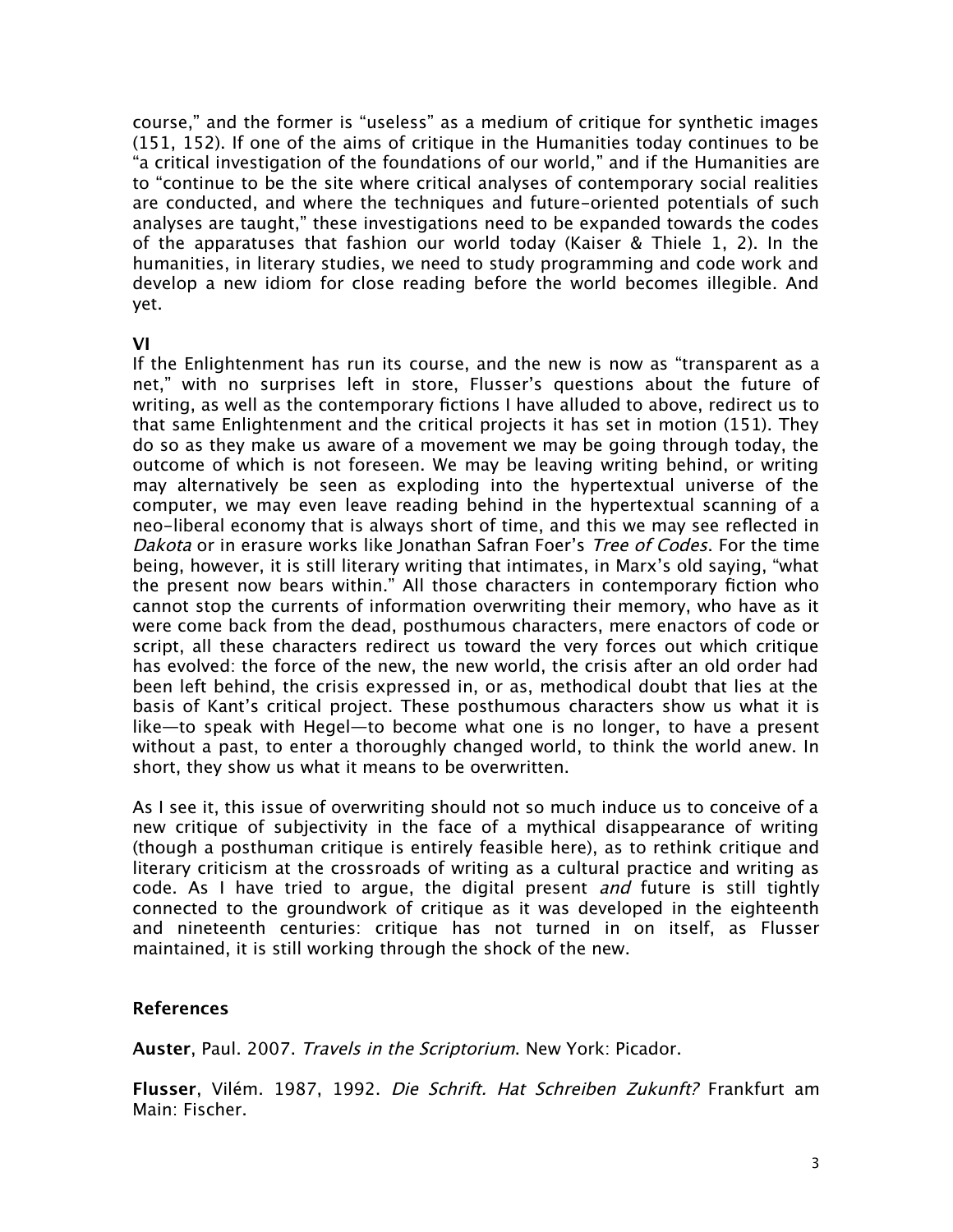course," and the former is "useless" as a medium of critique for synthetic images (151, 152). If one of the aims of critique in the Humanities today continues to be "a critical investigation of the foundations of our world," and if the Humanities are to "continue to be the site where critical analyses of contemporary social realities are conducted, and where the techniques and future-oriented potentials of such analyses are taught," these investigations need to be expanded towards the codes of the apparatuses that fashion our world today (Kaiser & Thiele 1, 2). In the humanities, in literary studies, we need to study programming and code work and develop a new idiom for close reading before the world becomes illegible. And yet.

**VI**

If the Enlightenment has run its course, and the new is now as "transparent as a net," with no surprises left in store, Flusser's questions about the future of writing, as well as the contemporary fictions I have alluded to above, redirect us to that same Enlightenment and the critical projects it has set in motion (151). They do so as they make us aware of a movement we may be going through today, the outcome of which is not foreseen. We may be leaving writing behind, or writing may alternatively be seen as exploding into the hypertextual universe of the computer, we may even leave reading behind in the hypertextual scanning of a neo-liberal economy that is always short of time, and this we may see reflected in *Dakota* or in erasure works like Jonathan Safran Foer's *Tree of Codes*. For the time being, however, it is still literary writing that intimates, in Marx's old saying, "what the present now bears within." All those characters in contemporary fiction who cannot stop the currents of information overwriting their memory, who have as it were come back from the dead, posthumous characters, mere enactors of code or script, all these characters redirect us toward the very forces out which critique has evolved: the force of the new, the new world, the crisis after an old order had been left behind, the crisis expressed in, or as, methodical doubt that lies at the basis of Kant's critical project. These posthumous characters show us what it is like—to speak with Hegel—to become what one is no longer, to have a present without a past, to enter a thoroughly changed world, to think the world anew. In short, they show us what it means to be overwritten.

As I see it, this issue of overwriting should not so much induce us to conceive of a new critique of subjectivity in the face of a mythical disappearance of writing (though a posthuman critique is entirely feasible here), as to rethink critique and literary criticism at the crossroads of writing as a cultural practice and writing as code. As I have tried to argue, the digital present *and* future is still tightly connected to the groundwork of critique as it was developed in the eighteenth and nineteenth centuries: critique has not turned in on itself, as Flusser maintained, it is still working through the shock of the new.

**References**

**Auster**, Paul. 2007. *Travels in the Scriptorium*. New York: Picador.

**Flusser**, Vilém. 1987, 1992. *Die Schrift. Hat Schreiben Zukunft?* Frankfurt am Main: Fischer.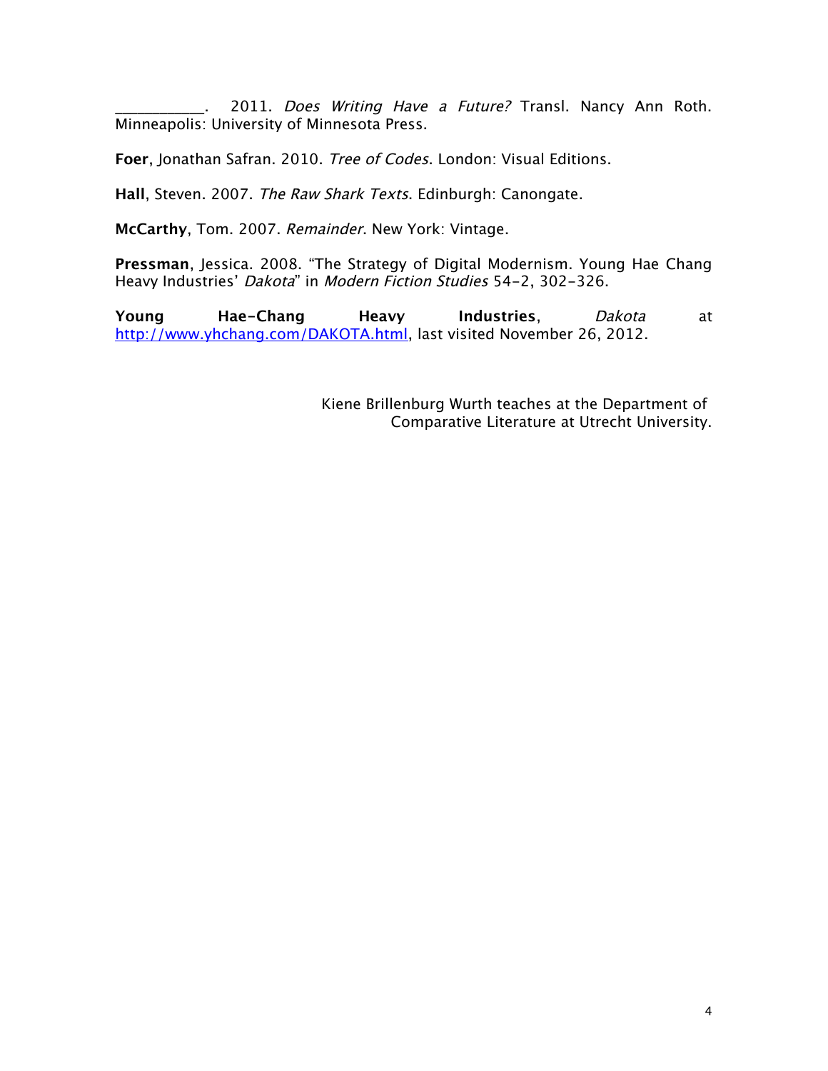___________. 2011. *Does Writing Have a Future?* Transl. Nancy Ann Roth. Minneapolis: University of Minnesota Press.

**Foer**, Jonathan Safran. 2010. *Tree of Codes*. London: Visual Editions.

**Hall**, Steven. 2007. *The Raw Shark Texts*. Edinburgh: Canongate.

**McCarthy**, Tom. 2007. *Remainder*. New York: Vintage.

**Pressman**, Jessica. 2008. "The Strategy of Digital Modernism. Young Hae Chang Heavy Industries' *Dakota*" in *Modern Fiction Studies* 54-2, 302-326.

**Young Hae-Chang Heavy Industries**, *Dakota* at [http://www.yhchang.com/DAKOTA.html](http://www.yhchang.com/DAKOTA.html), last visited November 26, 2012.

Kiene Brillenburg Wurth teaches at the Department of Comparative Literature at Utrecht University.